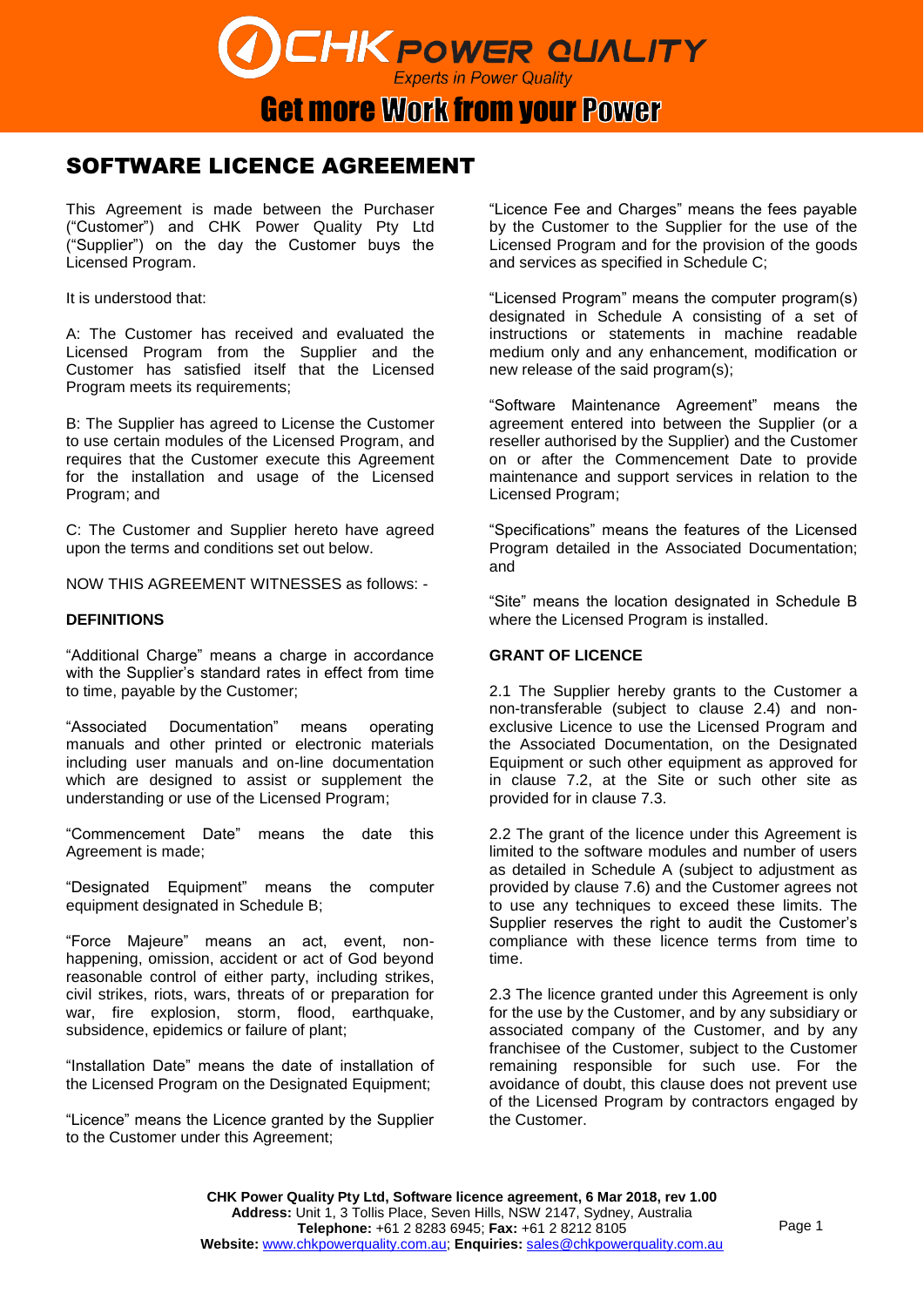# SOFTWARE LICENCE AGREEMENT

This Agreement is made between the Purchaser ("Customer") and CHK Power Quality Pty Ltd ("Supplier") on the day the Customer buys the Licensed Program.

It is understood that:

A: The Customer has received and evaluated the Licensed Program from the Supplier and the Customer has satisfied itself that the Licensed Program meets its requirements;

B: The Supplier has agreed to License the Customer to use certain modules of the Licensed Program, and requires that the Customer execute this Agreement for the installation and usage of the Licensed Program; and

C: The Customer and Supplier hereto have agreed upon the terms and conditions set out below.

NOW THIS AGREEMENT WITNESSES as follows: -

**DEFINITIONS**

"Additional Charge" means a charge in accordance with the Supplier's standard rates in effect from time to time, payable by the Customer;

"Associated Documentation" means operating manuals and other printed or electronic materials including user manuals and on-line documentation which are designed to assist or supplement the understanding or use of the Licensed Program;

"Commencement Date" means the date this Agreement is made;

"Designated Equipment" means the computer equipment designated in Schedule B;

"Force Majeure" means an act, event, non-happening, omission, accident or act of God beyond reasonable control of either party, including strikes, civil strikes, riots, wars, threats of or preparation for war, fire explosion, storm, flood, earthquake, subsidence, epidemics or failure of plant;

"Installation Date" means the date of installation of the Licensed Program on the Designated Equipment;

"Licence" means the Licence granted by the Supplier to the Customer under this Agreement;

"Licence Fee and Charges" means the fees payable by the Customer to the Supplier for the use of the Licensed Program and for the provision of the goods and services as specified in Schedule C;

"Licensed Program" means the computer program(s) designated in Schedule A consisting of a set of instructions or statements in machine readable medium only and any enhancement, modification or new release of the said program(s);

"Software Maintenance Agreement" means the agreement entered into between the Supplier (or a reseller authorised by the Supplier) and the Customer on or after the Commencement Date to provide maintenance and support services in relation to the Licensed Program;

"Specifications" means the features of the Licensed Program detailed in the Associated Documentation; and

"Site" means the location designated in Schedule B where the Licensed Program is installed.

**GRANT OF LICENCE**

2.1 The Supplier hereby grants to the Customer a non-transferable (subject to clause 2.4) and non-exclusive Licence to use the Licensed Program and the Associated Documentation, on the Designated Equipment or such other equipment as approved for in clause 7.2, at the Site or such other site as provided for in clause 7.3.

2.2 The grant of the licence under this Agreement is limited to the software modules and number of users as detailed in Schedule A (subject to adjustment as provided by clause 7.6) and the Customer agrees not to use any techniques to exceed these limits. The Supplier reserves the right to audit the Customer's compliance with these licence terms from time to time.

2.3 The licence granted under this Agreement is only for the use by the Customer, and by any subsidiary or associated company of the Customer, and by any franchisee of the Customer, subject to the Customer remaining responsible for such use. For the avoidance of doubt, this clause does not prevent use of the Licensed Program by contractors engaged by the Customer.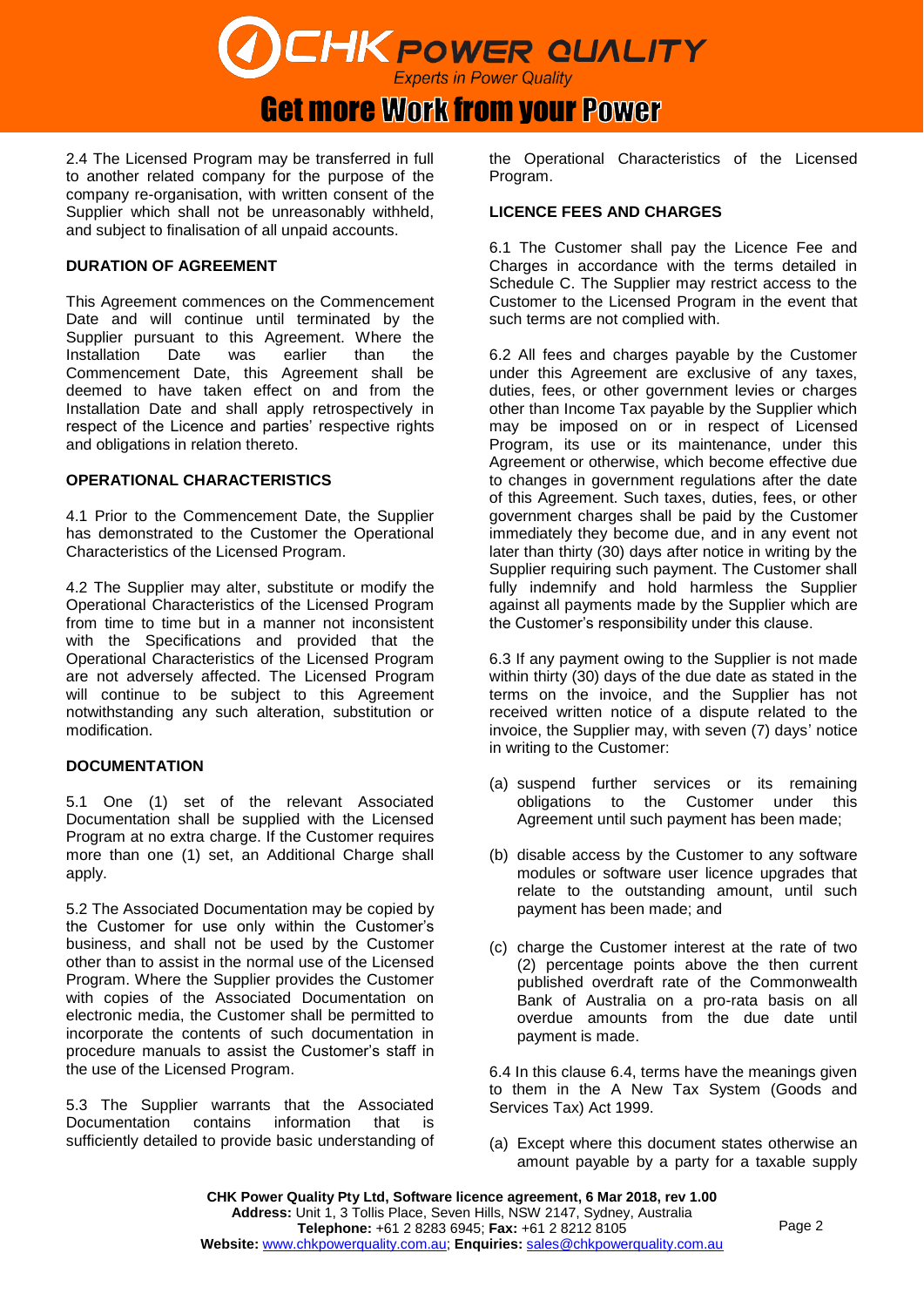2.4 The Licensed Program may be transferred in full to another related company for the purpose of the company re-organisation, with written consent of the Supplier which shall not be unreasonably withheld, and subject to finalisation of all unpaid accounts.

## DURATION OF AGREEMENT

This Agreement commences on the Commencement Date and will continue until terminated by the Supplier pursuant to this Agreement. Where the Installation Date was earlier than the Commencement Date, this Agreement shall be deemed to have taken effect on and from the Installation Date and shall apply retrospectively in respect of the Licence and parties' respective rights and obligations in relation thereto.

## OPERATIONAL CHARACTERISTICS

4.1 Prior to the Commencement Date, the Supplier has demonstrated to the Customer the Operational Characteristics of the Licensed Program.

4.2 The Supplier may alter, substitute or modify the Operational Characteristics of the Licensed Program from time to time but in a manner not inconsistent with the Specifications and provided that the Operational Characteristics of the Licensed Program are not adversely affected. The Licensed Program will continue to be subject to this Agreement notwithstanding any such alteration, substitution or modification.

## DOCUMENTATION

5.1 One (1) set of the relevant Associated Documentation shall be supplied with the Licensed Program at no extra charge. If the Customer requires more than one (1) set, an Additional Charge shall apply.

5.2 The Associated Documentation may be copied by the Customer for use only within the Customer's business, and shall not be used by the Customer other than to assist in the normal use of the Licensed Program. Where the Supplier provides the Customer with copies of the Associated Documentation on electronic media, the Customer shall be permitted to incorporate the contents of such documentation in procedure manuals to assist the Customer's staff in the use of the Licensed Program.

5.3 The Supplier warrants that the Associated Documentation contains information that is sufficiently detailed to provide basic understanding of the Operational Characteristics of the Licensed Program.

## LICENCE FEES AND CHARGES

6.1 The Customer shall pay the Licence Fee and Charges in accordance with the terms detailed in Schedule C. The Supplier may restrict access to the Customer to the Licensed Program in the event that such terms are not complied with.

6.2 All fees and charges payable by the Customer under this Agreement are exclusive of any taxes, duties, fees, or other government levies or charges other than Income Tax payable by the Supplier which may be imposed on or in respect of Licensed Program, its use or its maintenance, under this Agreement or otherwise, which become effective due to changes in government regulations after the date of this Agreement. Such taxes, duties, fees, or other government charges shall be paid by the Customer immediately they become due, and in any event not later than thirty (30) days after notice in writing by the Supplier requiring such payment. The Customer shall fully indemnify and hold harmless the Supplier against all payments made by the Supplier which are the Customer's responsibility under this clause.

6.3 If any payment owing to the Supplier is not made within thirty (30) days of the due date as stated in the terms on the invoice, and the Supplier has not received written notice of a dispute related to the invoice, the Supplier may, with seven (7) days' notice in writing to the Customer:

(a) suspend further services or its remaining obligations to the Customer under this Agreement until such payment has been made;

(b) disable access by the Customer to any software modules or software user licence upgrades that relate to the outstanding amount, until such payment has been made; and

(c) charge the Customer interest at the rate of two (2) percentage points above the then current published overdraft rate of the Commonwealth Bank of Australia on a pro-rata basis on all overdue amounts from the due date until payment is made.

6.4 In this clause 6.4, terms have the meanings given to them in the A New Tax System (Goods and Services Tax) Act 1999.

(a) Except where this document states otherwise an amount payable by a party for a taxable supply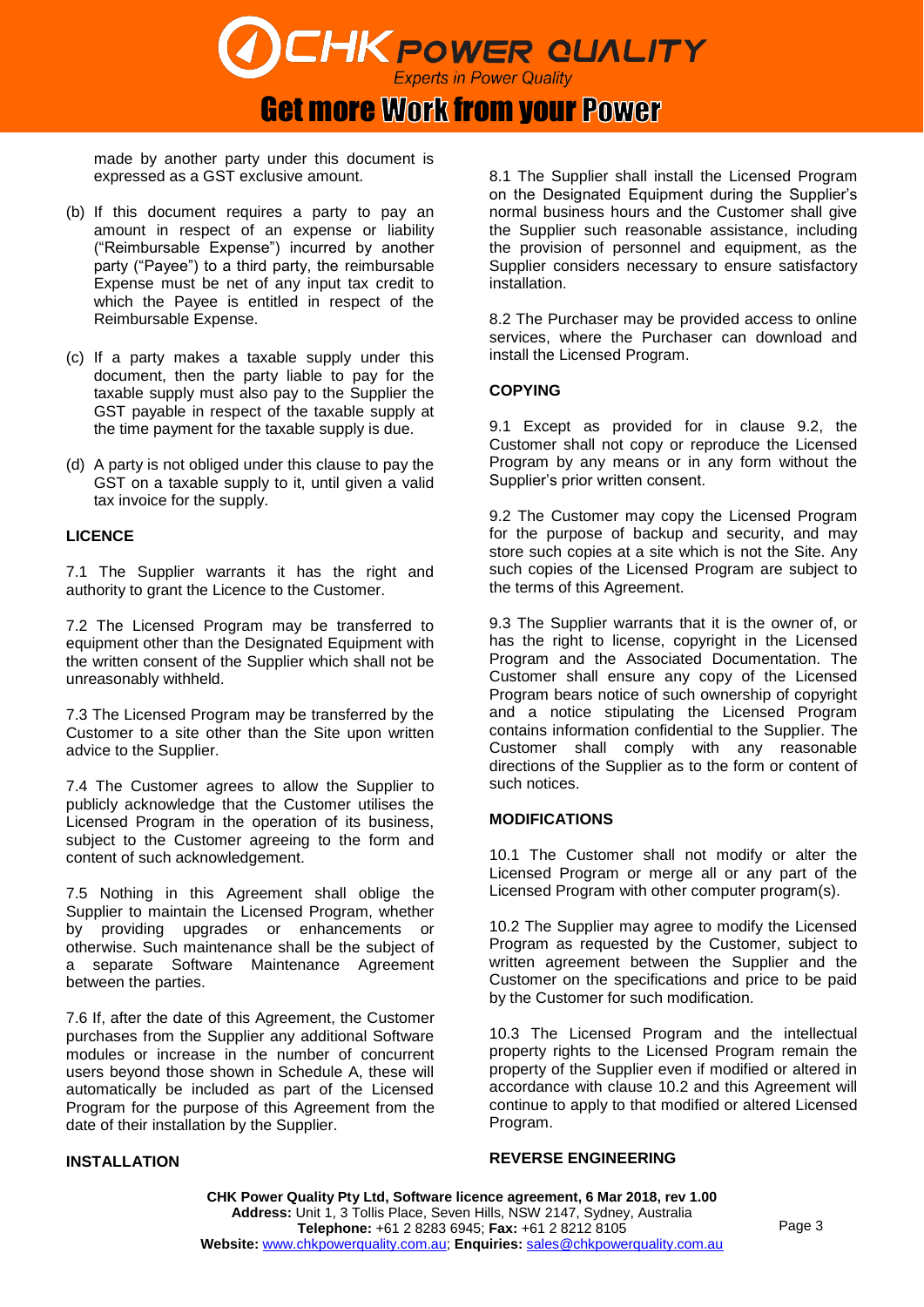made by another party under this document is expressed as a GST exclusive amount.

(b) If this document requires a party to pay an amount in respect of an expense or liability ("Reimbursable Expense") incurred by another party ("Payee") to a third party, the reimbursable Expense must be net of any input tax credit to which the Payee is entitled in respect of the Reimbursable Expense.

(c) If a party makes a taxable supply under this document, then the party liable to pay for the taxable supply must also pay to the Supplier the GST payable in respect of the taxable supply at the time payment for the taxable supply is due.

(d) A party is not obliged under this clause to pay the GST on a taxable supply to it, until given a valid tax invoice for the supply.

**LICENCE**

7.1 The Supplier warrants it has the right and authority to grant the Licence to the Customer.

7.2 The Licensed Program may be transferred to equipment other than the Designated Equipment with the written consent of the Supplier which shall not be unreasonably withheld.

7.3 The Licensed Program may be transferred by the Customer to a site other than the Site upon written advice to the Supplier.

7.4 The Customer agrees to allow the Supplier to publicly acknowledge that the Customer utilises the Licensed Program in the operation of its business, subject to the Customer agreeing to the form and content of such acknowledgement.

7.5 Nothing in this Agreement shall oblige the Supplier to maintain the Licensed Program, whether by providing upgrades or enhancements or otherwise. Such maintenance shall be the subject of a separate Software Maintenance Agreement between the parties.

7.6 If, after the date of this Agreement, the Customer purchases from the Supplier any additional Software modules or increase in the number of concurrent users beyond those shown in Schedule A, these will automatically be included as part of the Licensed Program for the purpose of this Agreement from the date of their installation by the Supplier.

**INSTALLATION**

8.1 The Supplier shall install the Licensed Program on the Designated Equipment during the Supplier's normal business hours and the Customer shall give the Supplier such reasonable assistance, including the provision of personnel and equipment, as the Supplier considers necessary to ensure satisfactory installation.

8.2 The Purchaser may be provided access to online services, where the Purchaser can download and install the Licensed Program.

**COPYING**

9.1 Except as provided for in clause 9.2, the Customer shall not copy or reproduce the Licensed Program by any means or in any form without the Supplier's prior written consent.

9.2 The Customer may copy the Licensed Program for the purpose of backup and security, and may store such copies at a site which is not the Site. Any such copies of the Licensed Program are subject to the terms of this Agreement.

9.3 The Supplier warrants that it is the owner of, or has the right to license, copyright in the Licensed Program and the Associated Documentation. The Customer shall ensure any copy of the Licensed Program bears notice of such ownership of copyright and a notice stipulating the Licensed Program contains information confidential to the Supplier. The Customer shall comply with any reasonable directions of the Supplier as to the form or content of such notices.

**MODIFICATIONS**

10.1 The Customer shall not modify or alter the Licensed Program or merge all or any part of the Licensed Program with other computer program(s).

10.2 The Supplier may agree to modify the Licensed Program as requested by the Customer, subject to written agreement between the Supplier and the Customer on the specifications and price to be paid by the Customer for such modification.

10.3 The Licensed Program and the intellectual property rights to the Licensed Program remain the property of the Supplier even if modified or altered in accordance with clause 10.2 and this Agreement will continue to apply to that modified or altered Licensed Program.

**REVERSE ENGINEERING**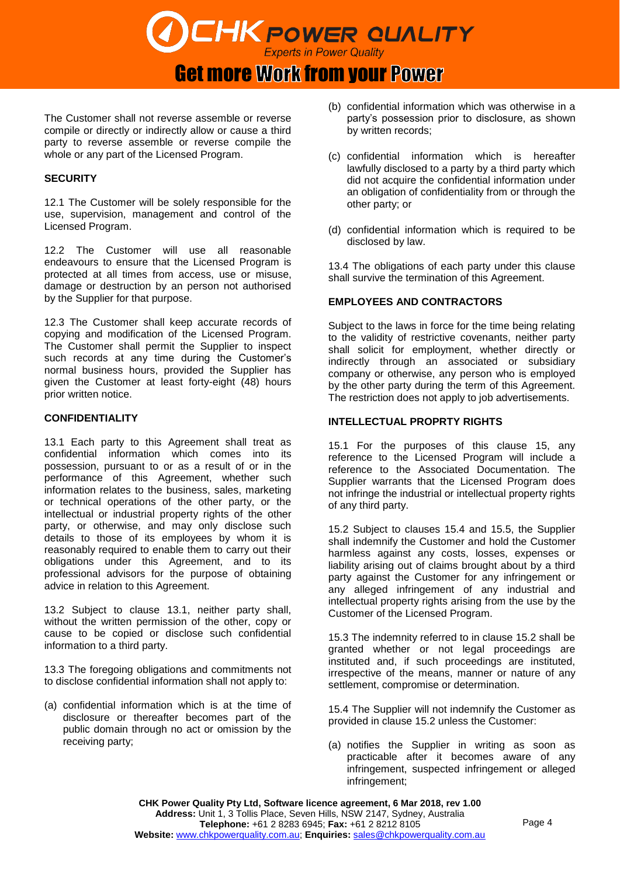The Customer shall not reverse assemble or reverse compile or directly or indirectly allow or cause a third party to reverse assemble or reverse compile the whole or any part of the Licensed Program.

**SECURITY**

12.1 The Customer will be solely responsible for the use, supervision, management and control of the Licensed Program.

12.2 The Customer will use all reasonable endeavours to ensure that the Licensed Program is protected at all times from access, use or misuse, damage or destruction by an person not authorised by the Supplier for that purpose.

12.3 The Customer shall keep accurate records of copying and modification of the Licensed Program. The Customer shall permit the Supplier to inspect such records at any time during the Customer's normal business hours, provided the Supplier has given the Customer at least forty-eight (48) hours prior written notice.

**CONFIDENTIALITY**

13.1 Each party to this Agreement shall treat as confidential information which comes into its possession, pursuant to or as a result of or in the performance of this Agreement, whether such information relates to the business, sales, marketing or technical operations of the other party, or the intellectual or industrial property rights of the other party, or otherwise, and may only disclose such details to those of its employees by whom it is reasonably required to enable them to carry out their obligations under this Agreement, and to its professional advisors for the purpose of obtaining advice in relation to this Agreement.

13.2 Subject to clause 13.1, neither party shall, without the written permission of the other, copy or cause to be copied or disclose such confidential information to a third party.

13.3 The foregoing obligations and commitments not to disclose confidential information shall not apply to:

(a) confidential information which is at the time of disclosure or thereafter becomes part of the public domain through no act or omission by the receiving party;

(b) confidential information which was otherwise in a party's possession prior to disclosure, as shown by written records;

(c) confidential information which is hereafter lawfully disclosed to a party by a third party which did not acquire the confidential information under an obligation of confidentiality from or through the other party; or

(d) confidential information which is required to be disclosed by law.

13.4 The obligations of each party under this clause shall survive the termination of this Agreement.

**EMPLOYEES AND CONTRACTORS**

Subject to the laws in force for the time being relating to the validity of restrictive covenants, neither party shall solicit for employment, whether directly or indirectly through an associated or subsidiary company or otherwise, any person who is employed by the other party during the term of this Agreement. The restriction does not apply to job advertisements.

**INTELLECTUAL PROPRTY RIGHTS**

15.1 For the purposes of this clause 15, any reference to the Licensed Program will include a reference to the Associated Documentation. The Supplier warrants that the Licensed Program does not infringe the industrial or intellectual property rights of any third party.

15.2 Subject to clauses 15.4 and 15.5, the Supplier shall indemnify the Customer and hold the Customer harmless against any costs, losses, expenses or liability arising out of claims brought about by a third party against the Customer for any infringement or any alleged infringement of any industrial and intellectual property rights arising from the use by the Customer of the Licensed Program.

15.3 The indemnity referred to in clause 15.2 shall be granted whether or not legal proceedings are instituted and, if such proceedings are instituted, irrespective of the means, manner or nature of any settlement, compromise or determination.

15.4 The Supplier will not indemnify the Customer as provided in clause 15.2 unless the Customer:

(a) notifies the Supplier in writing as soon as practicable after it becomes aware of any infringement, suspected infringement or alleged infringement;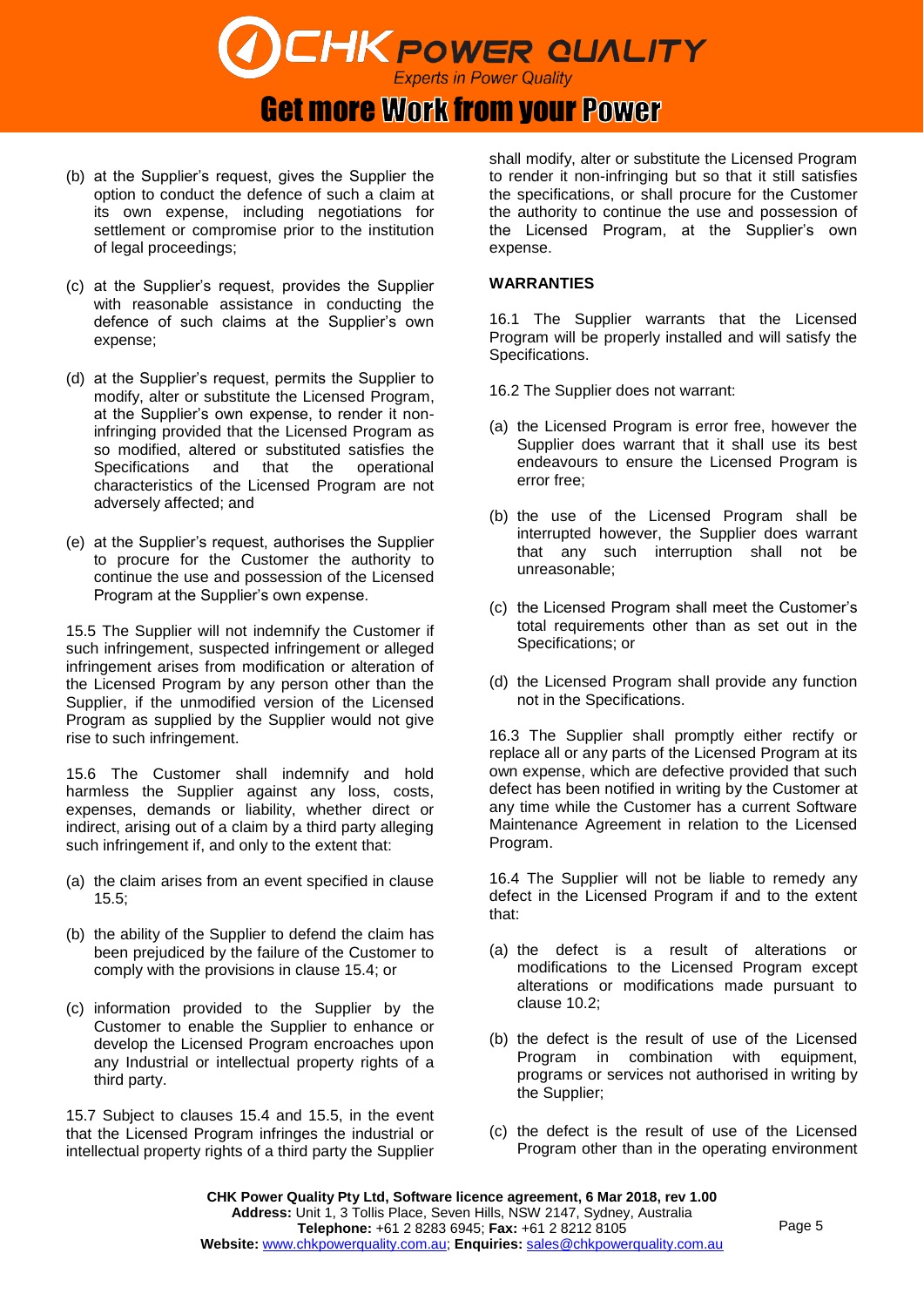(b) at the Supplier's request, gives the Supplier the option to conduct the defence of such a claim at its own expense, including negotiations for settlement or compromise prior to the institution of legal proceedings;

(c) at the Supplier's request, provides the Supplier with reasonable assistance in conducting the defence of such claims at the Supplier's own expense;

(d) at the Supplier's request, permits the Supplier to modify, alter or substitute the Licensed Program, at the Supplier's own expense, to render it non-infringing provided that the Licensed Program as so modified, altered or substituted satisfies the Specifications and that the operational characteristics of the Licensed Program are not adversely affected; and

(e) at the Supplier's request, authorises the Supplier to procure for the Customer the authority to continue the use and possession of the Licensed Program at the Supplier's own expense.

15.5 The Supplier will not indemnify the Customer if such infringement, suspected infringement or alleged infringement arises from modification or alteration of the Licensed Program by any person other than the Supplier, if the unmodified version of the Licensed Program as supplied by the Supplier would not give rise to such infringement.

15.6 The Customer shall indemnify and hold harmless the Supplier against any loss, costs, expenses, demands or liability, whether direct or indirect, arising out of a claim by a third party alleging such infringement if, and only to the extent that:

(a) the claim arises from an event specified in clause 15.5;

(b) the ability of the Supplier to defend the claim has been prejudiced by the failure of the Customer to comply with the provisions in clause 15.4; or

(c) information provided to the Supplier by the Customer to enable the Supplier to enhance or develop the Licensed Program encroaches upon any Industrial or intellectual property rights of a third party.

15.7 Subject to clauses 15.4 and 15.5, in the event that the Licensed Program infringes the industrial or intellectual property rights of a third party the Supplier shall modify, alter or substitute the Licensed Program to render it non-infringing but so that it still satisfies the specifications, or shall procure for the Customer the authority to continue the use and possession of the Licensed Program, at the Supplier's own expense.

**WARRANTIES**

16.1 The Supplier warrants that the Licensed Program will be properly installed and will satisfy the Specifications.

16.2 The Supplier does not warrant:

(a) the Licensed Program is error free, however the Supplier does warrant that it shall use its best endeavours to ensure the Licensed Program is error free;

(b) the use of the Licensed Program shall be interrupted however, the Supplier does warrant that any such interruption shall not be unreasonable;

(c) the Licensed Program shall meet the Customer's total requirements other than as set out in the Specifications; or

(d) the Licensed Program shall provide any function not in the Specifications.

16.3 The Supplier shall promptly either rectify or replace all or any parts of the Licensed Program at its own expense, which are defective provided that such defect has been notified in writing by the Customer at any time while the Customer has a current Software Maintenance Agreement in relation to the Licensed Program.

16.4 The Supplier will not be liable to remedy any defect in the Licensed Program if and to the extent that:

(a) the defect is a result of alterations or modifications to the Licensed Program except alterations or modifications made pursuant to clause 10.2;

(b) the defect is the result of use of the Licensed Program in combination with equipment, programs or services not authorised in writing by the Supplier;

(c) the defect is the result of use of the Licensed Program other than in the operating environment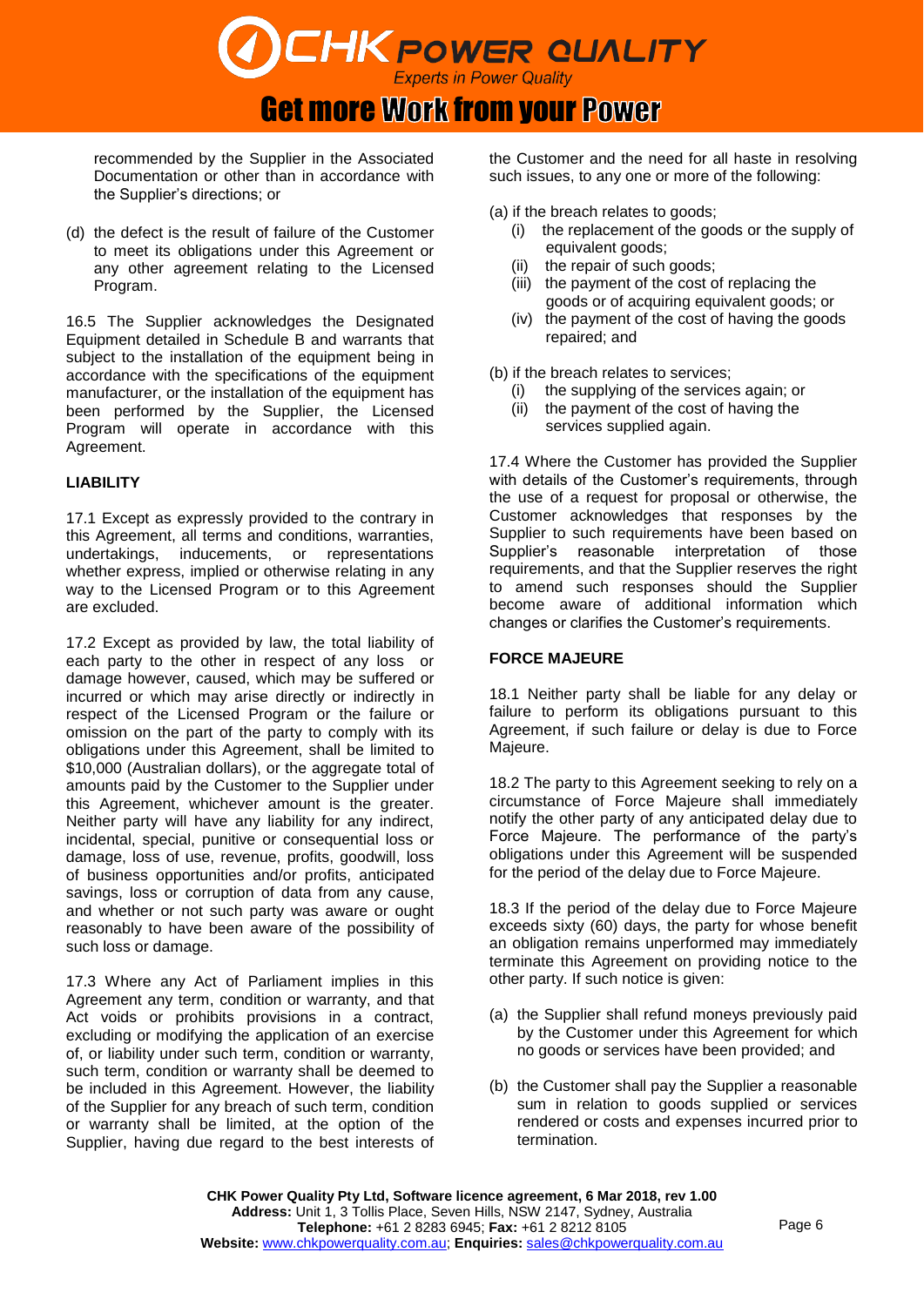recommended by the Supplier in the Associated Documentation or other than in accordance with the Supplier's directions; or

(d) the defect is the result of failure of the Customer to meet its obligations under this Agreement or any other agreement relating to the Licensed Program.

16.5 The Supplier acknowledges the Designated Equipment detailed in Schedule B and warrants that subject to the installation of the equipment being in accordance with the specifications of the equipment manufacturer, or the installation of the equipment has been performed by the Supplier, the Licensed Program will operate in accordance with this Agreement.

**LIABILITY**

17.1 Except as expressly provided to the contrary in this Agreement, all terms and conditions, warranties, undertakings, inducements, or representations whether express, implied or otherwise relating in any way to the Licensed Program or to this Agreement are excluded.

17.2 Except as provided by law, the total liability of each party to the other in respect of any loss or damage however, caused, which may be suffered or incurred or which may arise directly or indirectly in respect of the Licensed Program or the failure or omission on the part of the party to comply with its obligations under this Agreement, shall be limited to $10,000 (Australian dollars), or the aggregate total of amounts paid by the Customer to the Supplier under this Agreement, whichever amount is the greater. Neither party will have any liability for any indirect, incidental, special, punitive or consequential loss or damage, loss of use, revenue, profits, goodwill, loss of business opportunities and/or profits, anticipated savings, loss or corruption of data from any cause, and whether or not such party was aware or ought reasonably to have been aware of the possibility of such loss or damage.

17.3 Where any Act of Parliament implies in this Agreement any term, condition or warranty, and that Act voids or prohibits provisions in a contract, excluding or modifying the application of an exercise of, or liability under such term, condition or warranty, such term, condition or warranty shall be deemed to be included in this Agreement. However, the liability of the Supplier for any breach of such term, condition or warranty shall be limited, at the option of the Supplier, having due regard to the best interests of the Customer and the need for all haste in resolving such issues, to any one or more of the following:

(a) if the breach relates to goods;
  (i) the replacement of the goods or the supply of equivalent goods;
  (ii) the repair of such goods;
  (iii) the payment of the cost of replacing the goods or of acquiring equivalent goods; or
  (iv) the payment of the cost of having the goods repaired; and

(b) if the breach relates to services;
  (i) the supplying of the services again; or
  (ii) the payment of the cost of having the services supplied again.

17.4 Where the Customer has provided the Supplier with details of the Customer's requirements, through the use of a request for proposal or otherwise, the Customer acknowledges that responses by the Supplier to such requirements have been based on Supplier's reasonable interpretation of those requirements, and that the Supplier reserves the right to amend such responses should the Supplier become aware of additional information which changes or clarifies the Customer's requirements.

**FORCE MAJEURE**

18.1 Neither party shall be liable for any delay or failure to perform its obligations pursuant to this Agreement, if such failure or delay is due to Force Majeure.

18.2 The party to this Agreement seeking to rely on a circumstance of Force Majeure shall immediately notify the other party of any anticipated delay due to Force Majeure. The performance of the party's obligations under this Agreement will be suspended for the period of the delay due to Force Majeure.

18.3 If the period of the delay due to Force Majeure exceeds sixty (60) days, the party for whose benefit an obligation remains unperformed may immediately terminate this Agreement on providing notice to the other party. If such notice is given:

(a) the Supplier shall refund moneys previously paid by the Customer under this Agreement for which no goods or services have been provided; and

(b) the Customer shall pay the Supplier a reasonable sum in relation to goods supplied or services rendered or costs and expenses incurred prior to termination.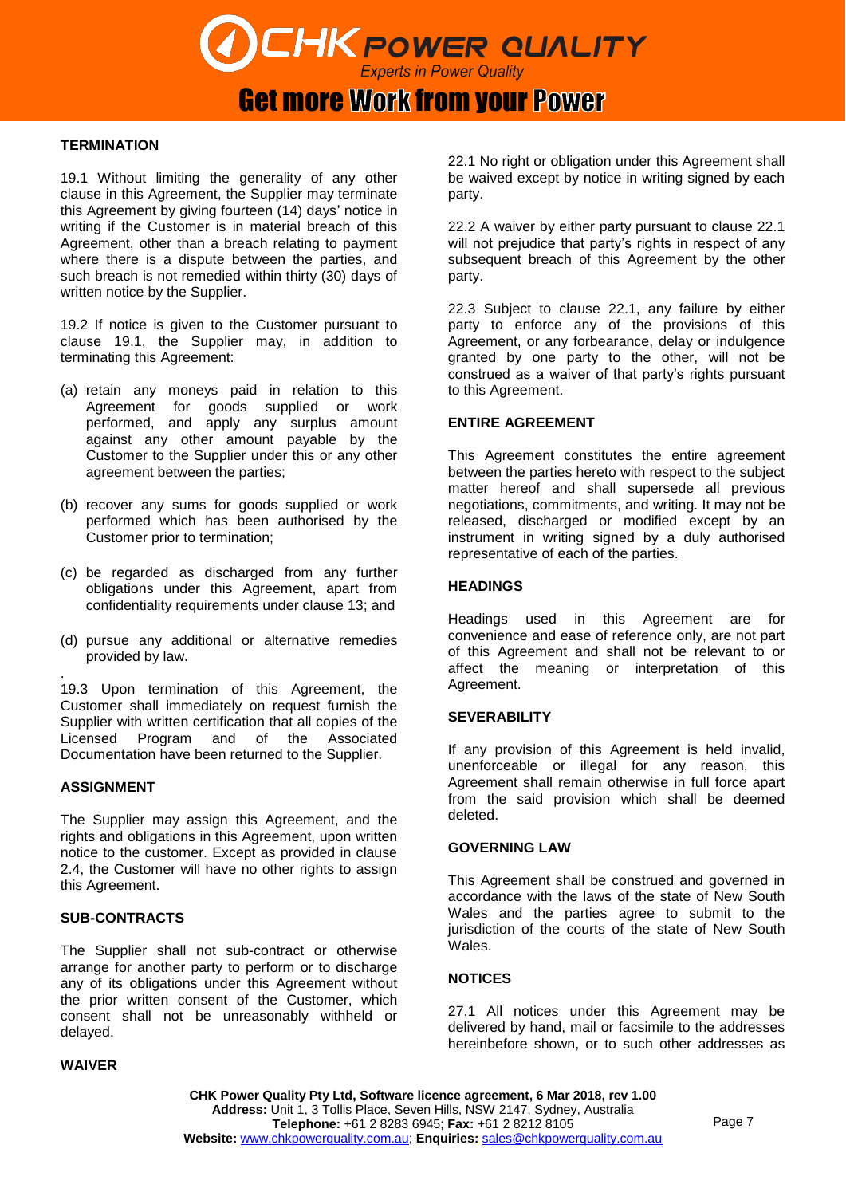## TERMINATION

19.1 Without limiting the generality of any other clause in this Agreement, the Supplier may terminate this Agreement by giving fourteen (14) days' notice in writing if the Customer is in material breach of this Agreement, other than a breach relating to payment where there is a dispute between the parties, and such breach is not remedied within thirty (30) days of written notice by the Supplier.

19.2 If notice is given to the Customer pursuant to clause 19.1, the Supplier may, in addition to terminating this Agreement:

(a) retain any moneys paid in relation to this Agreement for goods supplied or work performed, and apply any surplus amount against any other amount payable by the Customer to the Supplier under this or any other agreement between the parties;

(b) recover any sums for goods supplied or work performed which has been authorised by the Customer prior to termination;

(c) be regarded as discharged from any further obligations under this Agreement, apart from confidentiality requirements under clause 13; and

(d) pursue any additional or alternative remedies provided by law.

.
19.3 Upon termination of this Agreement, the Customer shall immediately on request furnish the Supplier with written certification that all copies of the Licensed Program and of the Associated Documentation have been returned to the Supplier.

## ASSIGNMENT

The Supplier may assign this Agreement, and the rights and obligations in this Agreement, upon written notice to the customer. Except as provided in clause 2.4, the Customer will have no other rights to assign this Agreement.

## SUB-CONTRACTS

The Supplier shall not sub-contract or otherwise arrange for another party to perform or to discharge any of its obligations under this Agreement without the prior written consent of the Customer, which consent shall not be unreasonably withheld or delayed.

## WAIVER

22.1 No right or obligation under this Agreement shall be waived except by notice in writing signed by each party.

22.2 A waiver by either party pursuant to clause 22.1 will not prejudice that party's rights in respect of any subsequent breach of this Agreement by the other party.

22.3 Subject to clause 22.1, any failure by either party to enforce any of the provisions of this Agreement, or any forbearance, delay or indulgence granted by one party to the other, will not be construed as a waiver of that party's rights pursuant to this Agreement.

## ENTIRE AGREEMENT

This Agreement constitutes the entire agreement between the parties hereto with respect to the subject matter hereof and shall supersede all previous negotiations, commitments, and writing. It may not be released, discharged or modified except by an instrument in writing signed by a duly authorised representative of each of the parties.

## HEADINGS

Headings used in this Agreement are for convenience and ease of reference only, are not part of this Agreement and shall not be relevant to or affect the meaning or interpretation of this Agreement.

## SEVERABILITY

If any provision of this Agreement is held invalid, unenforceable or illegal for any reason, this Agreement shall remain otherwise in full force apart from the said provision which shall be deemed deleted.

## GOVERNING LAW

This Agreement shall be construed and governed in accordance with the laws of the state of New South Wales and the parties agree to submit to the jurisdiction of the courts of the state of New South Wales.

## NOTICES

27.1 All notices under this Agreement may be delivered by hand, mail or facsimile to the addresses hereinbefore shown, or to such other addresses as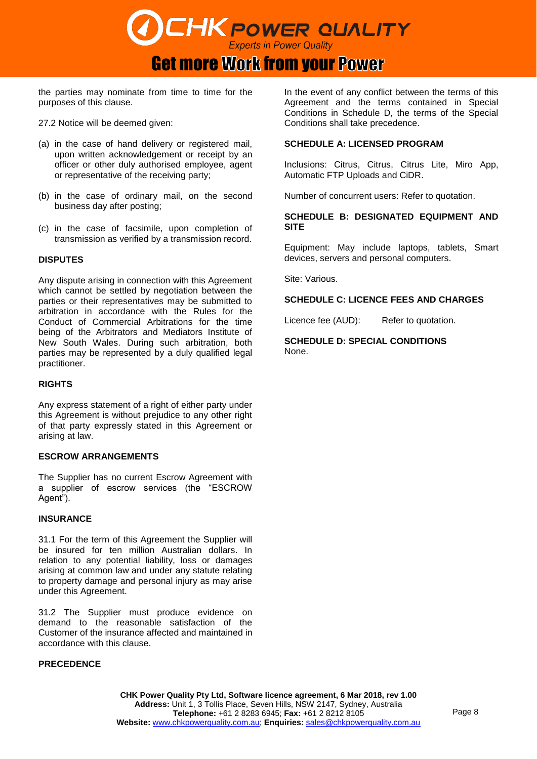the parties may nominate from time to time for the purposes of this clause.

27.2 Notice will be deemed given:

(a) in the case of hand delivery or registered mail, upon written acknowledgement or receipt by an officer or other duly authorised employee, agent or representative of the receiving party;

(b) in the case of ordinary mail, on the second business day after posting;

(c) in the case of facsimile, upon completion of transmission as verified by a transmission record.

**DISPUTES**

Any dispute arising in connection with this Agreement which cannot be settled by negotiation between the parties or their representatives may be submitted to arbitration in accordance with the Rules for the Conduct of Commercial Arbitrations for the time being of the Arbitrators and Mediators Institute of New South Wales. During such arbitration, both parties may be represented by a duly qualified legal practitioner.

**RIGHTS**

Any express statement of a right of either party under this Agreement is without prejudice to any other right of that party expressly stated in this Agreement or arising at law.

**ESCROW ARRANGEMENTS**

The Supplier has no current Escrow Agreement with a supplier of escrow services (the "ESCROW Agent").

**INSURANCE**

31.1 For the term of this Agreement the Supplier will be insured for ten million Australian dollars. In relation to any potential liability, loss or damages arising at common law and under any statute relating to property damage and personal injury as may arise under this Agreement.

31.2 The Supplier must produce evidence on demand to the reasonable satisfaction of the Customer of the insurance affected and maintained in accordance with this clause.

**PRECEDENCE**

In the event of any conflict between the terms of this Agreement and the terms contained in Special Conditions in Schedule D, the terms of the Special Conditions shall take precedence.

**SCHEDULE A: LICENSED PROGRAM**

Inclusions: Citrus, Citrus, Citrus Lite, Miro App, Automatic FTP Uploads and CiDR.

Number of concurrent users: Refer to quotation.

**SCHEDULE B: DESIGNATED EQUIPMENT AND SITE**

Equipment: May include laptops, tablets, Smart devices, servers and personal computers.

Site: Various.

**SCHEDULE C: LICENCE FEES AND CHARGES**

Licence fee (AUD): Refer to quotation.

**SCHEDULE D: SPECIAL CONDITIONS**

None.